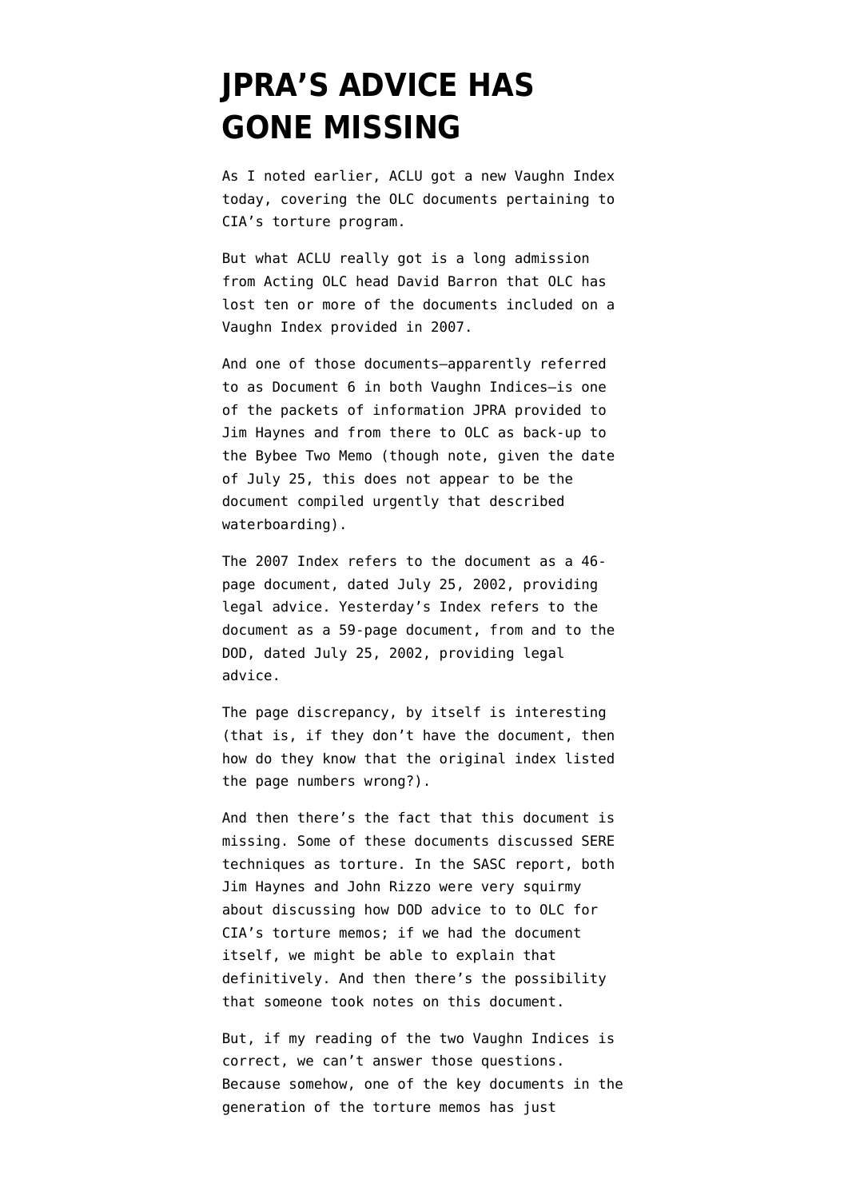# JPRA'S ADVICE HAS GONE MISSING

As I noted earlier, ACLU got a new Vaughn Index today, covering the OLC documents pertaining to CIA's torture program.

But what ACLU really got is a long admission from Acting OLC head David Barron that OLC has lost ten or more of the documents included on a Vaughn Index provided in 2007.

And one of those documents—apparently referred to as Document 6 in both Vaughn Indices—is one of the packets of information JPRA provided to Jim Haynes and from there to OLC as back-up to the Bybee Two Memo (though note, given the date of July 25, this does not appear to be the document compiled urgently that described waterboarding).

The 2007 Index refers to the document as a 46-page document, dated July 25, 2002, providing legal advice. Yesterday's Index refers to the document as a 59-page document, from and to the DOD, dated July 25, 2002, providing legal advice.

The page discrepancy, by itself is interesting (that is, if they don't have the document, then how do they know that the original index listed the page numbers wrong?).

And then there's the fact that this document is missing. Some of these documents discussed SERE techniques as torture. In the SASC report, both Jim Haynes and John Rizzo were very squirmy about discussing how DOD advice to to OLC for CIA's torture memos; if we had the document itself, we might be able to explain that definitively. And then there's the possibility that someone took notes on this document.

But, if my reading of the two Vaughn Indices is correct, we can't answer those questions. Because somehow, one of the key documents in the generation of the torture memos has just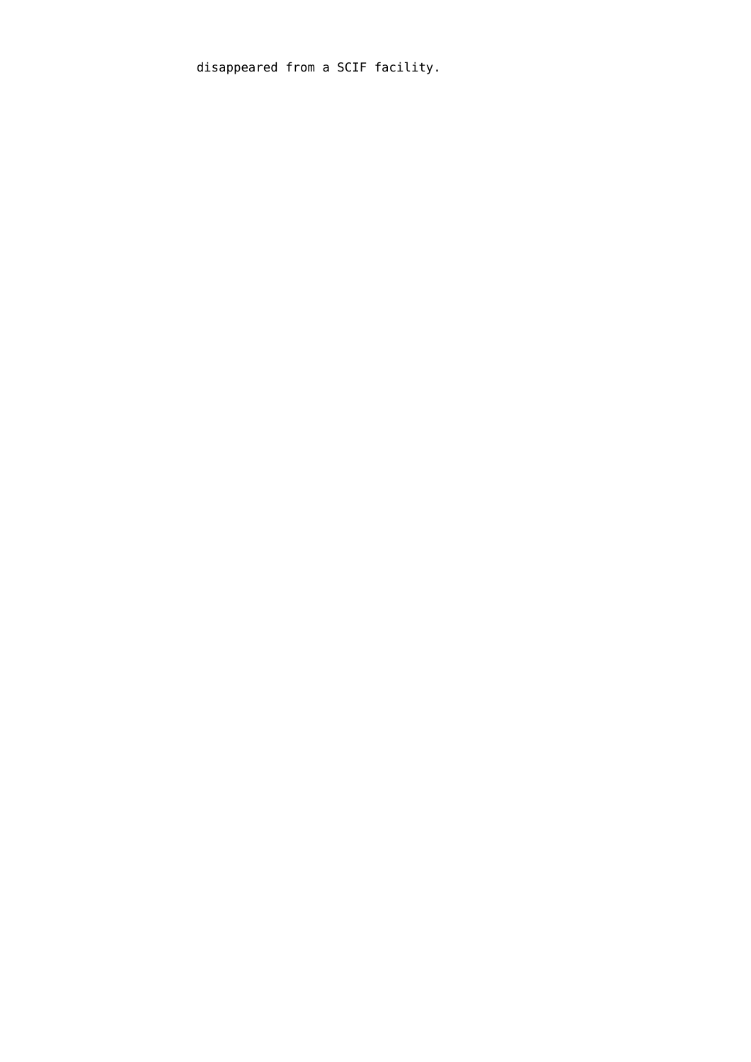disappeared from a SCIF facility.